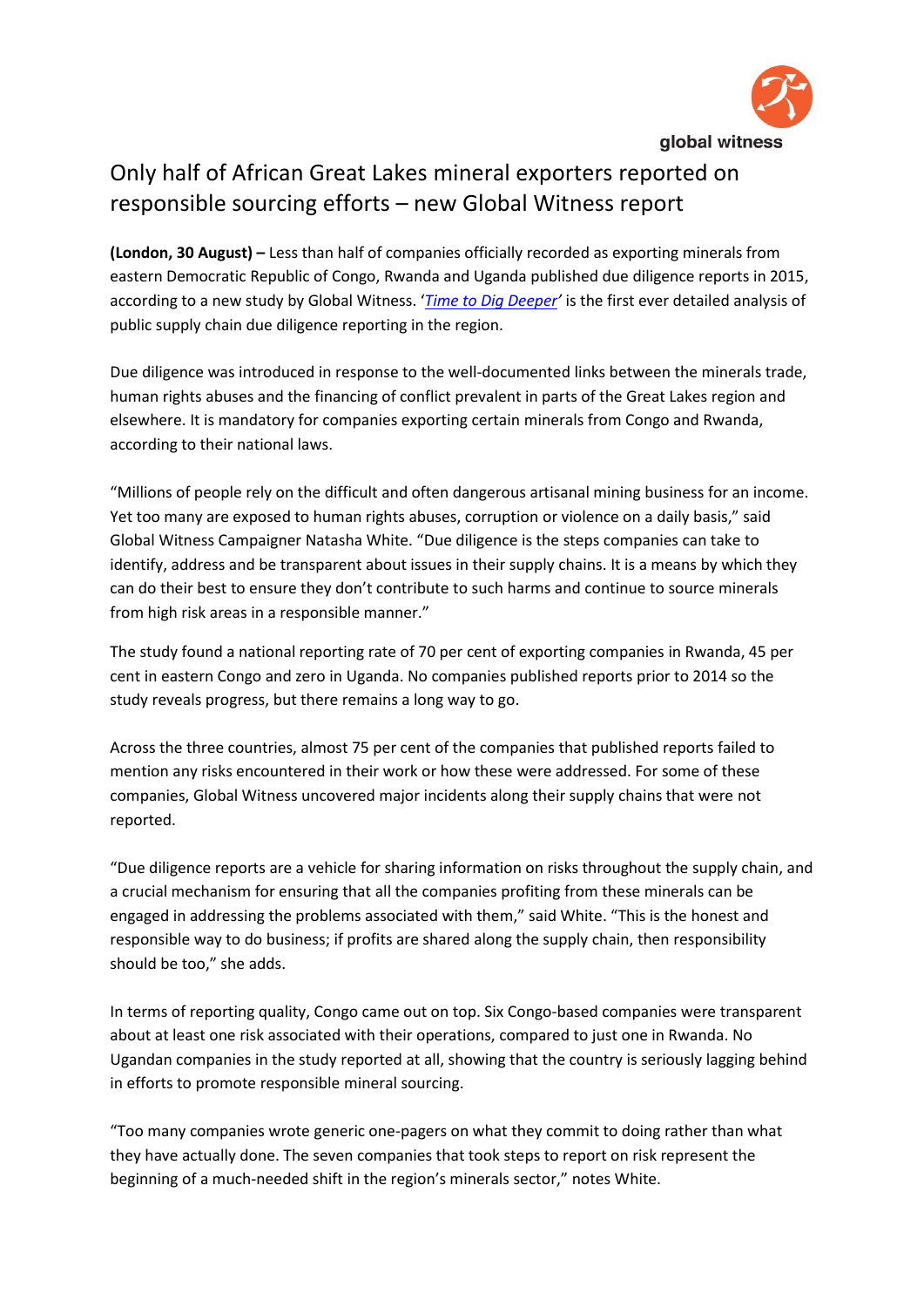global witness

# Only half of African Great Lakes mineral exporters reported on responsible sourcing efforts – new Global Witness report

**(London, 30 August) –** Less than half of companies officially recorded as exporting minerals from eastern Democratic Republic of Congo, Rwanda and Uganda published due diligence reports in 2015, according to a new study by Global Witness. '*Time to Dig Deeper*' is the first ever detailed analysis of public supply chain due diligence reporting in the region.

Due diligence was introduced in response to the well-documented links between the minerals trade, human rights abuses and the financing of conflict prevalent in parts of the Great Lakes region and elsewhere. It is mandatory for companies exporting certain minerals from Congo and Rwanda, according to their national laws.

"Millions of people rely on the difficult and often dangerous artisanal mining business for an income. Yet too many are exposed to human rights abuses, corruption or violence on a daily basis," said Global Witness Campaigner Natasha White. "Due diligence is the steps companies can take to identify, address and be transparent about issues in their supply chains. It is a means by which they can do their best to ensure they don't contribute to such harms and continue to source minerals from high risk areas in a responsible manner."

The study found a national reporting rate of 70 per cent of exporting companies in Rwanda, 45 per cent in eastern Congo and zero in Uganda. No companies published reports prior to 2014 so the study reveals progress, but there remains a long way to go.

Across the three countries, almost 75 per cent of the companies that published reports failed to mention any risks encountered in their work or how these were addressed. For some of these companies, Global Witness uncovered major incidents along their supply chains that were not reported.

"Due diligence reports are a vehicle for sharing information on risks throughout the supply chain, and a crucial mechanism for ensuring that all the companies profiting from these minerals can be engaged in addressing the problems associated with them," said White. "This is the honest and responsible way to do business; if profits are shared along the supply chain, then responsibility should be too," she adds.

In terms of reporting quality, Congo came out on top. Six Congo-based companies were transparent about at least one risk associated with their operations, compared to just one in Rwanda. No Ugandan companies in the study reported at all, showing that the country is seriously lagging behind in efforts to promote responsible mineral sourcing.

"Too many companies wrote generic one-pagers on what they commit to doing rather than what they have actually done. The seven companies that took steps to report on risk represent the beginning of a much-needed shift in the region's minerals sector," notes White.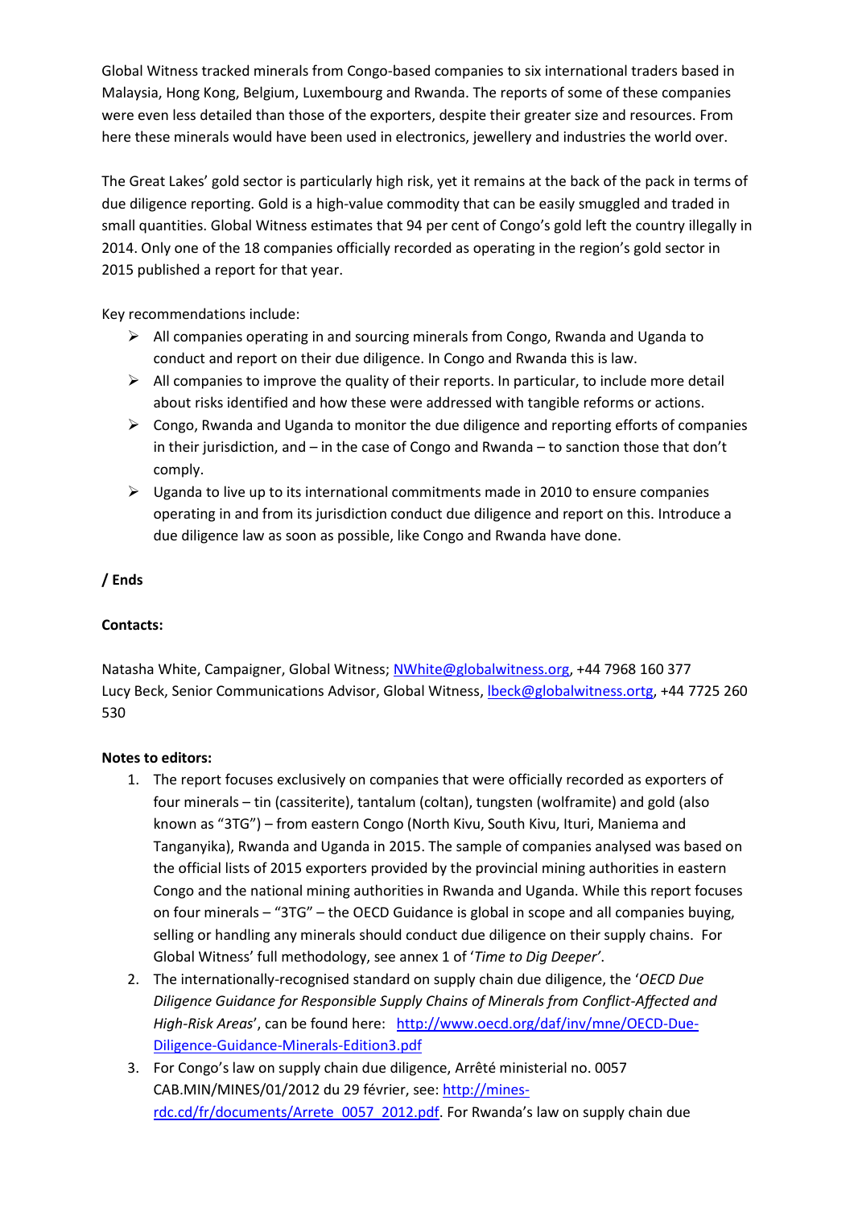Global Witness tracked minerals from Congo-based companies to six international traders based in Malaysia, Hong Kong, Belgium, Luxembourg and Rwanda. The reports of some of these companies were even less detailed than those of the exporters, despite their greater size and resources. From here these minerals would have been used in electronics, jewellery and industries the world over.

The Great Lakes' gold sector is particularly high risk, yet it remains at the back of the pack in terms of due diligence reporting. Gold is a high-value commodity that can be easily smuggled and traded in small quantities. Global Witness estimates that 94 per cent of Congo's gold left the country illegally in 2014. Only one of the 18 companies officially recorded as operating in the region's gold sector in 2015 published a report for that year.

Key recommendations include:

- All companies operating in and sourcing minerals from Congo, Rwanda and Uganda to conduct and report on their due diligence. In Congo and Rwanda this is law.
- All companies to improve the quality of their reports. In particular, to include more detail about risks identified and how these were addressed with tangible reforms or actions.
- Congo, Rwanda and Uganda to monitor the due diligence and reporting efforts of companies in their jurisdiction, and – in the case of Congo and Rwanda – to sanction those that don't comply.
- Uganda to live up to its international commitments made in 2010 to ensure companies operating in and from its jurisdiction conduct due diligence and report on this. Introduce a due diligence law as soon as possible, like Congo and Rwanda have done.

**/ Ends**

**Contacts:**

Natasha White, Campaigner, Global Witness; NWhite@globalwitness.org, +44 7968 160 377
Lucy Beck, Senior Communications Advisor, Global Witness, lbeck@globalwitness.ortg, +44 7725 260 530

**Notes to editors:**

1. The report focuses exclusively on companies that were officially recorded as exporters of four minerals – tin (cassiterite), tantalum (coltan), tungsten (wolframite) and gold (also known as "3TG") – from eastern Congo (North Kivu, South Kivu, Ituri, Maniema and Tanganyika), Rwanda and Uganda in 2015. The sample of companies analysed was based on the official lists of 2015 exporters provided by the provincial mining authorities in eastern Congo and the national mining authorities in Rwanda and Uganda. While this report focuses on four minerals – "3TG" – the OECD Guidance is global in scope and all companies buying, selling or handling any minerals should conduct due diligence on their supply chains. For Global Witness' full methodology, see annex 1 of '*Time to Dig Deeper*'.
2. The internationally-recognised standard on supply chain due diligence, the '*OECD Due Diligence Guidance for Responsible Supply Chains of Minerals from Conflict-Affected and High-Risk Areas*', can be found here: http://www.oecd.org/daf/inv/mne/OECD-Due-Diligence-Guidance-Minerals-Edition3.pdf
3. For Congo's law on supply chain due diligence, Arrêté ministeriel no. 0057 CAB.MIN/MINES/01/2012 du 29 février, see: http://mines-rdc.cd/fr/documents/Arrete_0057_2012.pdf. For Rwanda's law on supply chain due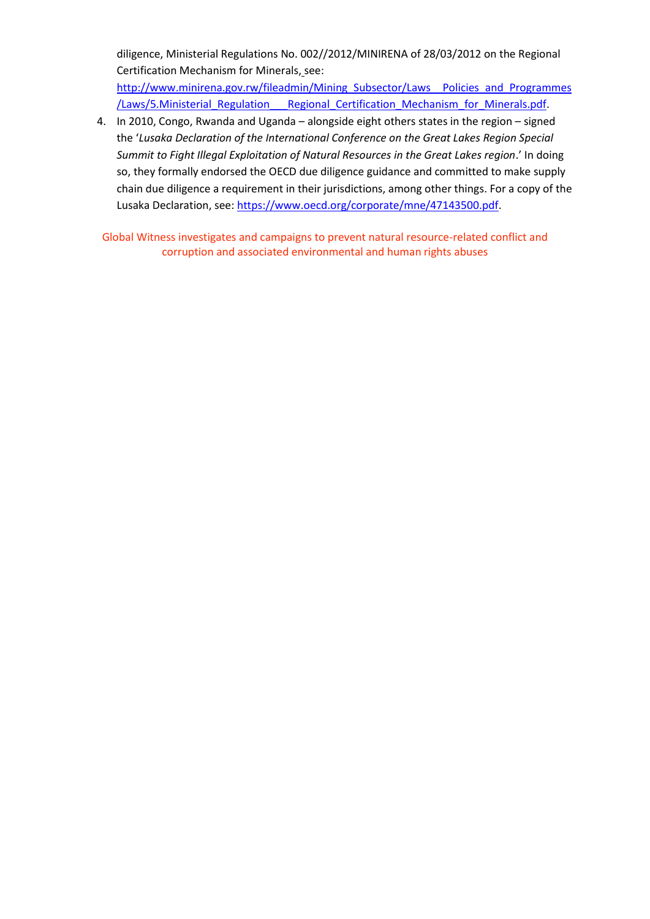diligence, Ministerial Regulations No. 002//2012/MINIRENA of 28/03/2012 on the Regional Certification Mechanism for Minerals, see: http://www.minirena.gov.rw/fileadmin/Mining_Subsector/Laws__Policies_and_Programmes/Laws/5.Ministerial_Regulation___Regional_Certification_Mechanism_for_Minerals.pdf.

4. In 2010, Congo, Rwanda and Uganda – alongside eight others states in the region – signed the '*Lusaka Declaration of the International Conference on the Great Lakes Region Special Summit to Fight Illegal Exploitation of Natural Resources in the Great Lakes region*.' In doing so, they formally endorsed the OECD due diligence guidance and committed to make supply chain due diligence a requirement in their jurisdictions, among other things. For a copy of the Lusaka Declaration, see: https://www.oecd.org/corporate/mne/47143500.pdf.

Global Witness investigates and campaigns to prevent natural resource-related conflict and corruption and associated environmental and human rights abuses